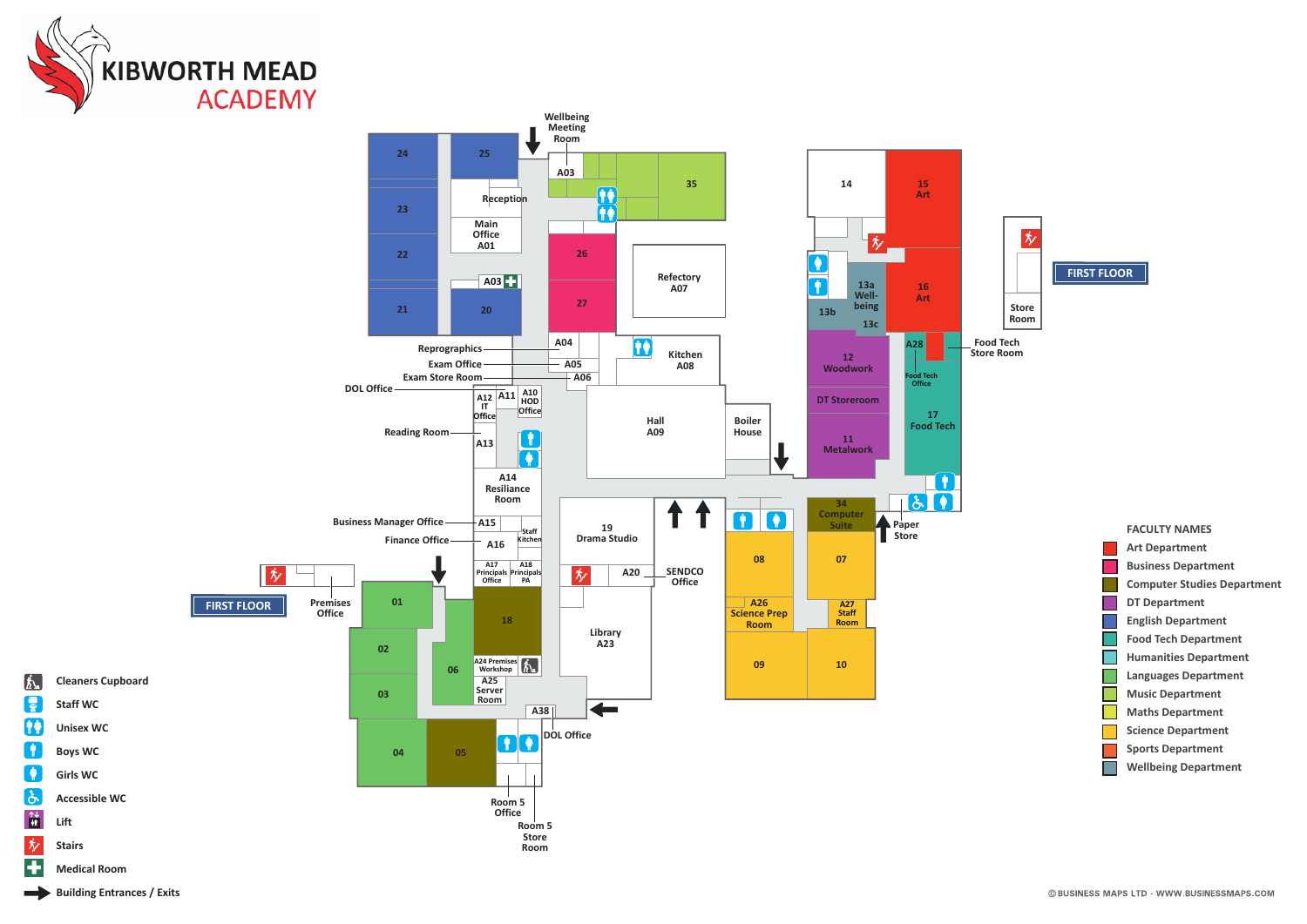# KIBWORTH MEAD ACADEMY

Wellbeing Meeting Room

A03

35

24

25

Reception

Main Office A01

23

22

A03

21

20

26

27

Refectory A07

Reprographics

A04

Exam Office

A05

Exam Store Room

A06

Kitchen A08

DOL Office

A12 IT Office

A11

A10 HOD Office

Hall A09

Boiler House

Reading Room

A13

A14 Resiliance Room

Business Manager Office

A15

Staff Kitchen

Finance Office

A16

A17 Principals Office

A18 Principals PA

19 Drama Studio

A20

SENDCO Office

FIRST FLOOR

Premises Office

01

02

03

04

05

06

18

A24 Premises Workshop

A25 Server Room

Library A23

A38

DOL Office

Room 5 Office

Room 5 Store Room

14

15 Art

13a Well-being

13b

13c

16 Art

12 Woodwork

DT Storeroom

11 Metalwork

A28

Food Tech Office

17 Food Tech

Food Tech Store Room

FIRST FLOOR

Store Room

34 Computer Suite

Paper Store

08

07

A26 Science Prep Room

A27 Staff Room

09

10

- Cleaners Cupboard
- Staff WC
- Unisex WC
- Boys WC
- Girls WC
- Accessible WC
- Lift
- Stairs
- Medical Room
- Building Entrances / Exits

## FACULTY NAMES

- Art Department
- Business Department
- Computer Studies Department
- DT Department
- English Department
- Food Tech Department
- Humanities Department
- Languages Department
- Music Department
- Maths Department
- Science Department
- Sports Department
- Wellbeing Department

© BUSINESS MAPS LTD · WWW.BUSINESSMAPS.COM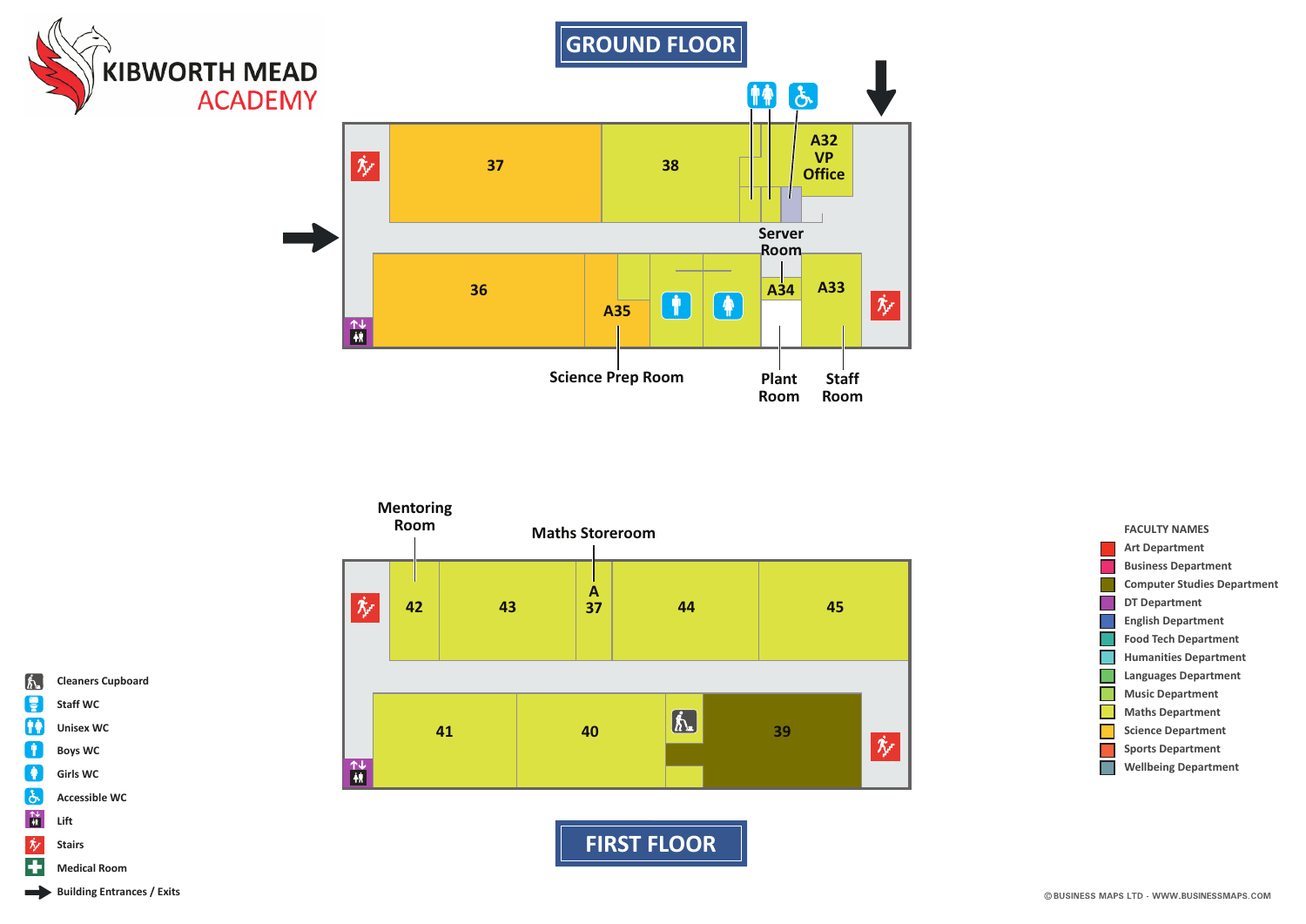KIBWORTH MEAD ACADEMY

# GROUND FLOOR

37

38

A32 VP Office

Server Room

36

A35

A34

A33

Science Prep Room

Plant Room

Staff Room

# FIRST FLOOR

Mentoring Room

Maths Storeroom

42

43

A 37

44

45

41

40

39

- Cleaners Cupboard
- Staff WC
- Unisex WC
- Boys WC
- Girls WC
- Accessible WC
- Lift
- Stairs
- Medical Room
- Building Entrances / Exits

FACULTY NAMES

- Art Department
- Business Department
- Computer Studies Department
- DT Department
- English Department
- Food Tech Department
- Humanities Department
- Languages Department
- Music Department
- Maths Department
- Science Department
- Sports Department
- Wellbeing Department

© BUSINESS MAPS LTD - WWW.BUSINESSMAPS.COM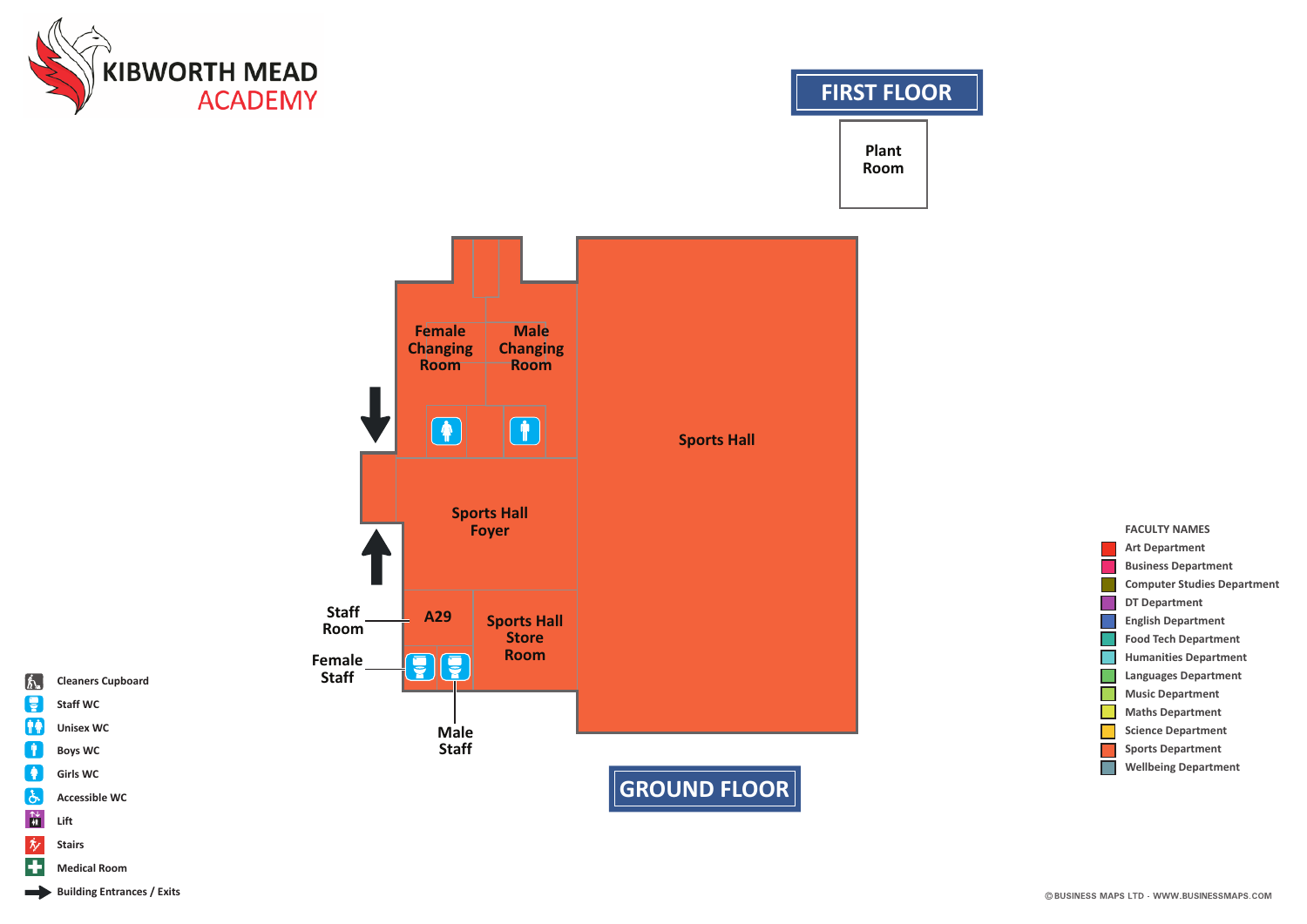KIBWORTH MEAD ACADEMY

# FIRST FLOOR

Plant Room

# GROUND FLOOR

Female Changing Room

Male Changing Room

Sports Hall

Sports Hall Foyer

Staff Room

A29

Sports Hall Store Room

Female Staff

Male Staff

**FACULTY NAMES**

- Art Department
- Business Department
- Computer Studies Department
- DT Department
- English Department
- Food Tech Department
- Humanities Department
- Languages Department
- Music Department
- Maths Department
- Science Department
- Sports Department
- Wellbeing Department

**Key**

- Cleaners Cupboard
- Staff WC
- Unisex WC
- Boys WC
- Girls WC
- Accessible WC
- Lift
- Stairs
- Medical Room
- Building Entrances / Exits

© BUSINESS MAPS LTD - WWW.BUSINESSMAPS.COM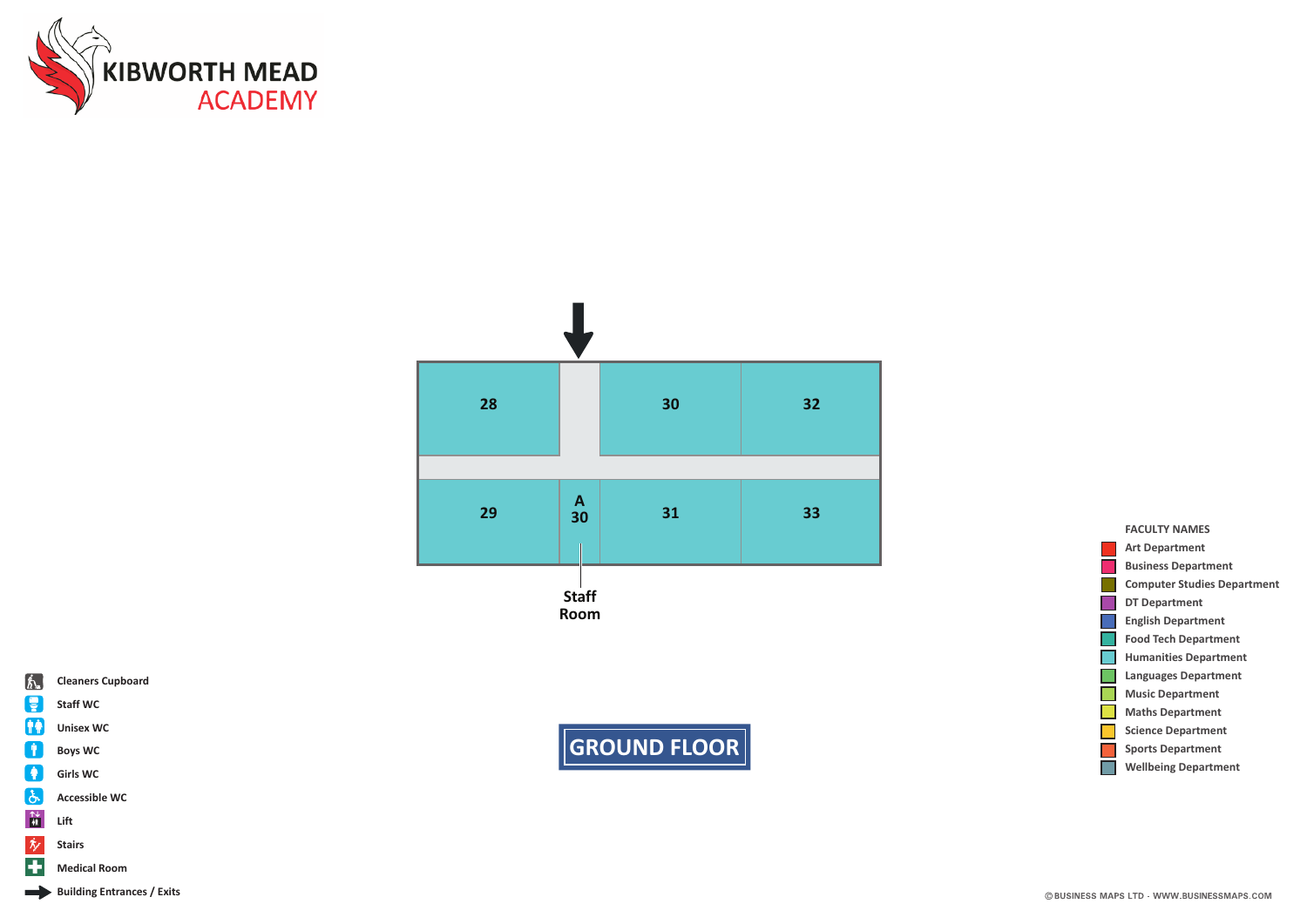KIBWORTH MEAD ACADEMY

28

30

32

29

A 30

31

33

Staff Room

# GROUND FLOOR

- Cleaners Cupboard
- Staff WC
- Unisex WC
- Boys WC
- Girls WC
- Accessible WC
- Lift
- Stairs
- Medical Room
- Building Entrances / Exits

**FACULTY NAMES**

- Art Department
- Business Department
- Computer Studies Department
- DT Department
- English Department
- Food Tech Department
- Humanities Department
- Languages Department
- Music Department
- Maths Department
- Science Department
- Sports Department
- Wellbeing Department

©BUSINESS MAPS LTD - WWW.BUSINESSMAPS.COM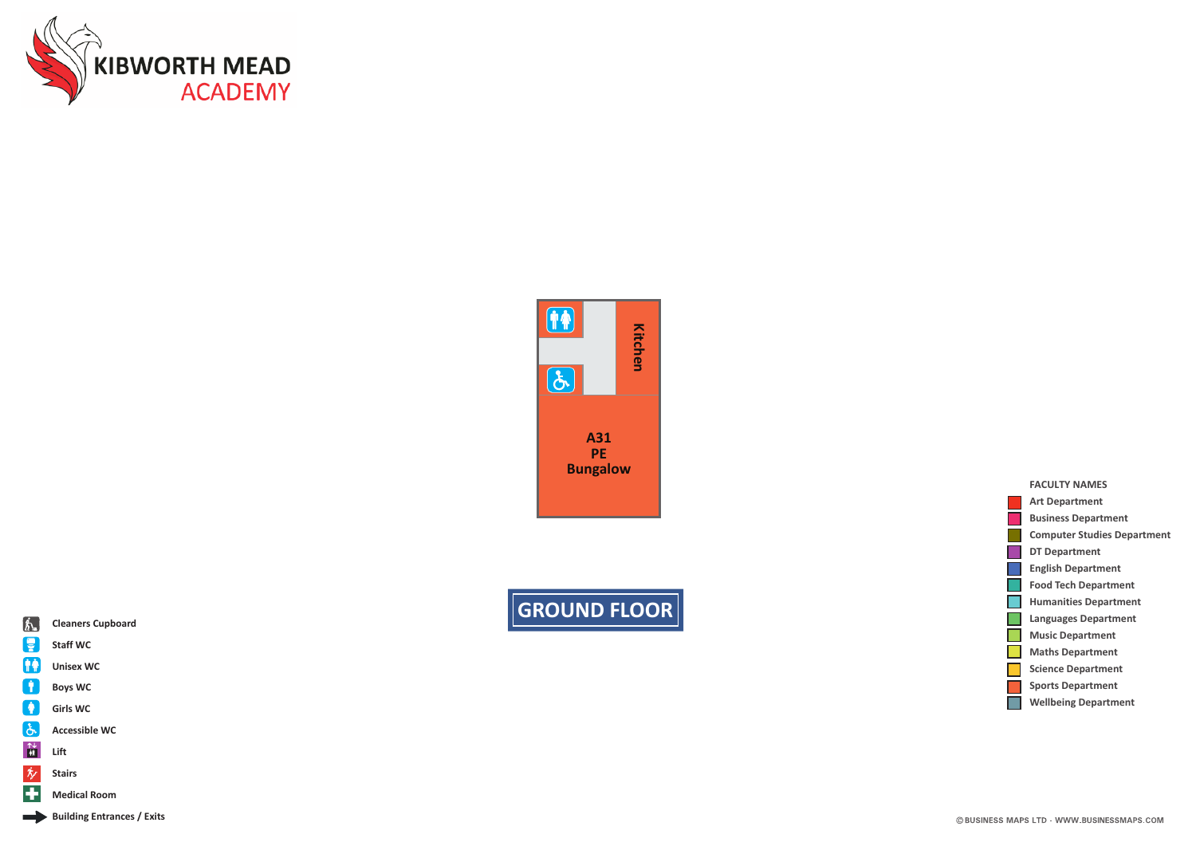KIBWORTH MEAD
ACADEMY

Kitchen

A31
PE
Bungalow

# GROUND FLOOR

Cleaners Cupboard
Staff WC
Unisex WC
Boys WC
Girls WC
Accessible WC
Lift
Stairs
Medical Room
Building Entrances / Exits

FACULTY NAMES
Art Department
Business Department
Computer Studies Department
DT Department
English Department
Food Tech Department
Humanities Department
Languages Department
Music Department
Maths Department
Science Department
Sports Department
Wellbeing Department

©BUSINESS MAPS LTD - WWW.BUSINESSMAPS.COM